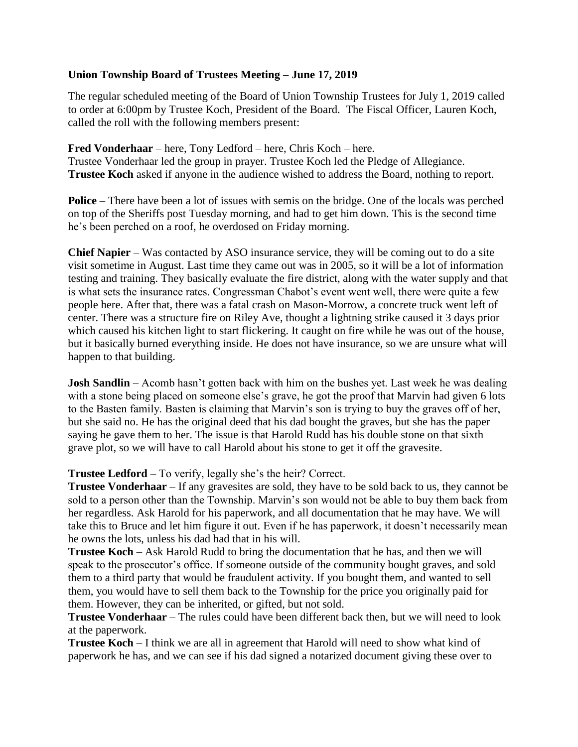**Union Township Board of Trustees Meeting – June 17, 2019**

The regular scheduled meeting of the Board of Union Township Trustees for July 1, 2019 called to order at 6:00pm by Trustee Koch, President of the Board. The Fiscal Officer, Lauren Koch, called the roll with the following members present:

**Fred Vonderhaar** – here, Tony Ledford – here, Chris Koch – here.
Trustee Vonderhaar led the group in prayer. Trustee Koch led the Pledge of Allegiance.
**Trustee Koch** asked if anyone in the audience wished to address the Board, nothing to report.

**Police** – There have been a lot of issues with semis on the bridge. One of the locals was perched on top of the Sheriffs post Tuesday morning, and had to get him down. This is the second time he's been perched on a roof, he overdosed on Friday morning.

**Chief Napier** – Was contacted by ASO insurance service, they will be coming out to do a site visit sometime in August. Last time they came out was in 2005, so it will be a lot of information testing and training. They basically evaluate the fire district, along with the water supply and that is what sets the insurance rates. Congressman Chabot's event went well, there were quite a few people here. After that, there was a fatal crash on Mason-Morrow, a concrete truck went left of center. There was a structure fire on Riley Ave, thought a lightning strike caused it 3 days prior which caused his kitchen light to start flickering. It caught on fire while he was out of the house, but it basically burned everything inside. He does not have insurance, so we are unsure what will happen to that building.

**Josh Sandlin** – Acomb hasn't gotten back with him on the bushes yet. Last week he was dealing with a stone being placed on someone else's grave, he got the proof that Marvin had given 6 lots to the Basten family. Basten is claiming that Marvin's son is trying to buy the graves off of her, but she said no. He has the original deed that his dad bought the graves, but she has the paper saying he gave them to her. The issue is that Harold Rudd has his double stone on that sixth grave plot, so we will have to call Harold about his stone to get it off the gravesite.

**Trustee Ledford** – To verify, legally she's the heir? Correct.
**Trustee Vonderhaar** – If any gravesites are sold, they have to be sold back to us, they cannot be sold to a person other than the Township. Marvin's son would not be able to buy them back from her regardless. Ask Harold for his paperwork, and all documentation that he may have. We will take this to Bruce and let him figure it out. Even if he has paperwork, it doesn't necessarily mean he owns the lots, unless his dad had that in his will.
**Trustee Koch** – Ask Harold Rudd to bring the documentation that he has, and then we will speak to the prosecutor's office. If someone outside of the community bought graves, and sold them to a third party that would be fraudulent activity. If you bought them, and wanted to sell them, you would have to sell them back to the Township for the price you originally paid for them. However, they can be inherited, or gifted, but not sold.
**Trustee Vonderhaar** – The rules could have been different back then, but we will need to look at the paperwork.
**Trustee Koch** – I think we are all in agreement that Harold will need to show what kind of paperwork he has, and we can see if his dad signed a notarized document giving these over to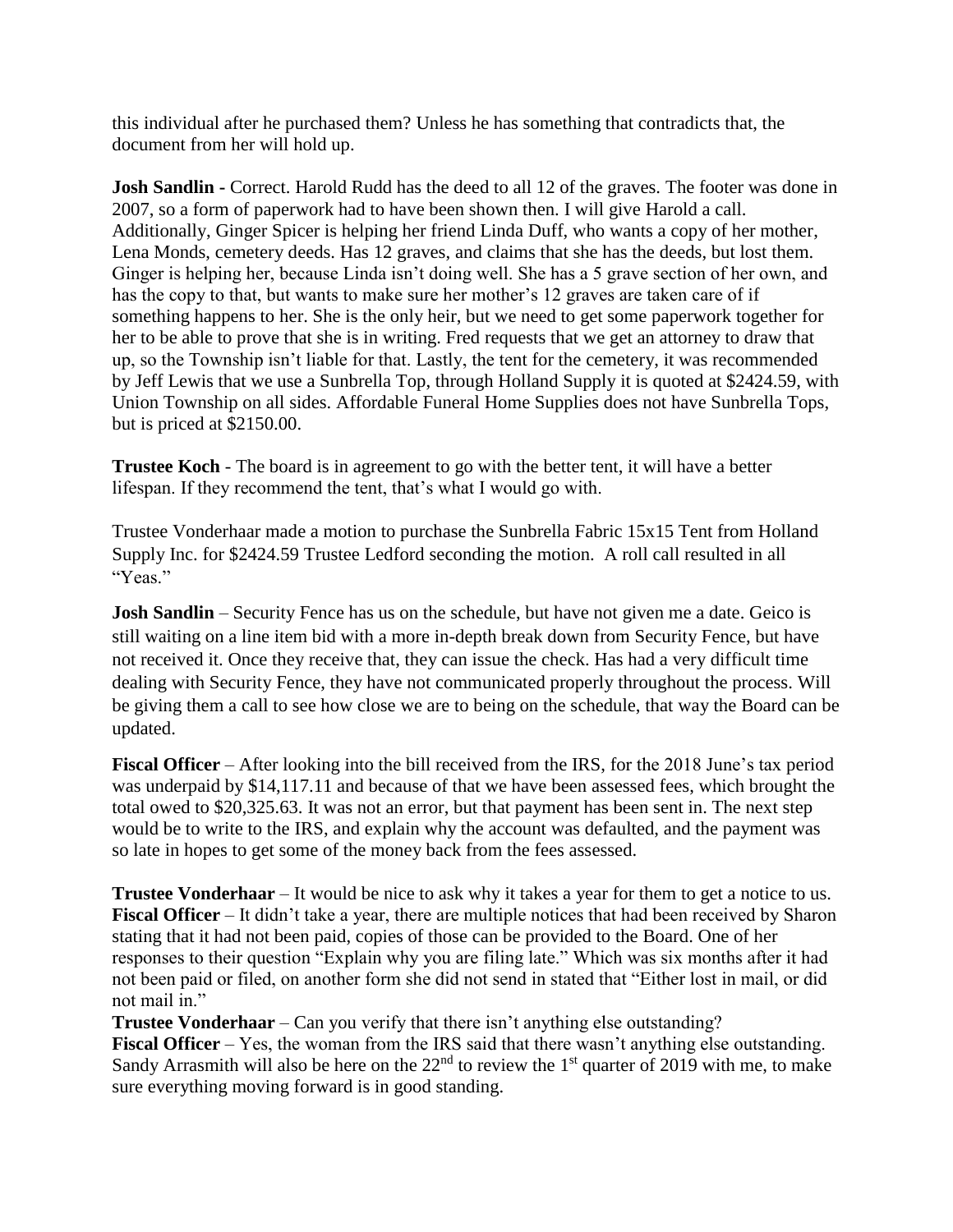this individual after he purchased them? Unless he has something that contradicts that, the document from her will hold up.

**Josh Sandlin -** Correct. Harold Rudd has the deed to all 12 of the graves. The footer was done in 2007, so a form of paperwork had to have been shown then. I will give Harold a call. Additionally, Ginger Spicer is helping her friend Linda Duff, who wants a copy of her mother, Lena Monds, cemetery deeds. Has 12 graves, and claims that she has the deeds, but lost them. Ginger is helping her, because Linda isn't doing well. She has a 5 grave section of her own, and has the copy to that, but wants to make sure her mother's 12 graves are taken care of if something happens to her. She is the only heir, but we need to get some paperwork together for her to be able to prove that she is in writing. Fred requests that we get an attorney to draw that up, so the Township isn't liable for that. Lastly, the tent for the cemetery, it was recommended by Jeff Lewis that we use a Sunbrella Top, through Holland Supply it is quoted at $2424.59, with Union Township on all sides. Affordable Funeral Home Supplies does not have Sunbrella Tops, but is priced at $2150.00.

**Trustee Koch** - The board is in agreement to go with the better tent, it will have a better lifespan. If they recommend the tent, that's what I would go with.

Trustee Vonderhaar made a motion to purchase the Sunbrella Fabric 15x15 Tent from Holland Supply Inc. for $2424.59 Trustee Ledford seconding the motion. A roll call resulted in all "Yeas."

**Josh Sandlin** – Security Fence has us on the schedule, but have not given me a date. Geico is still waiting on a line item bid with a more in-depth break down from Security Fence, but have not received it. Once they receive that, they can issue the check. Has had a very difficult time dealing with Security Fence, they have not communicated properly throughout the process. Will be giving them a call to see how close we are to being on the schedule, that way the Board can be updated.

**Fiscal Officer** – After looking into the bill received from the IRS, for the 2018 June's tax period was underpaid by $14,117.11 and because of that we have been assessed fees, which brought the total owed to $20,325.63. It was not an error, but that payment has been sent in. The next step would be to write to the IRS, and explain why the account was defaulted, and the payment was so late in hopes to get some of the money back from the fees assessed.

**Trustee Vonderhaar** – It would be nice to ask why it takes a year for them to get a notice to us.
**Fiscal Officer** – It didn't take a year, there are multiple notices that had been received by Sharon stating that it had not been paid, copies of those can be provided to the Board. One of her responses to their question "Explain why you are filing late." Which was six months after it had not been paid or filed, on another form she did not send in stated that "Either lost in mail, or did not mail in."
**Trustee Vonderhaar** – Can you verify that there isn't anything else outstanding?
**Fiscal Officer** – Yes, the woman from the IRS said that there wasn't anything else outstanding. Sandy Arrasmith will also be here on the 22nd to review the 1st quarter of 2019 with me, to make sure everything moving forward is in good standing.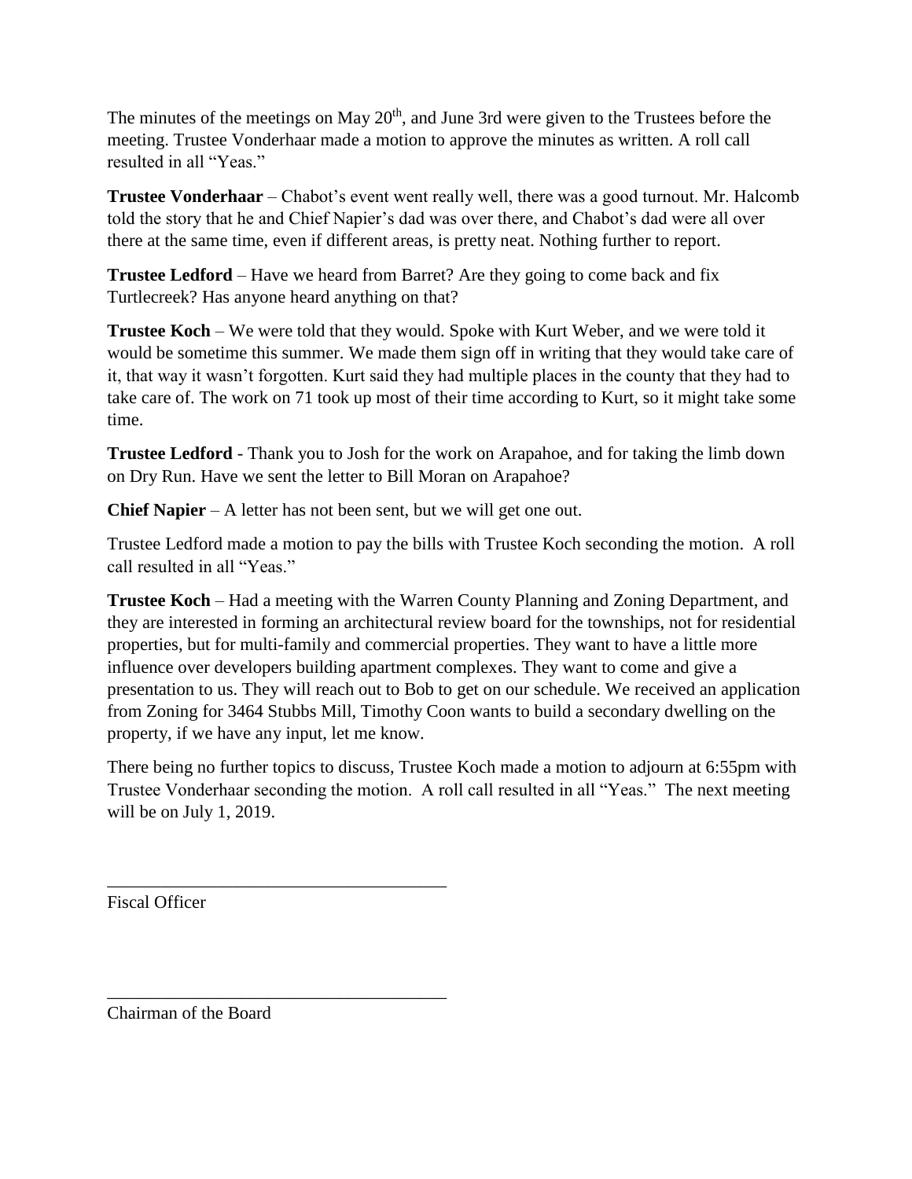The minutes of the meetings on May 20th, and June 3rd were given to the Trustees before the meeting. Trustee Vonderhaar made a motion to approve the minutes as written. A roll call resulted in all "Yeas."

**Trustee Vonderhaar** – Chabot's event went really well, there was a good turnout. Mr. Halcomb told the story that he and Chief Napier's dad was over there, and Chabot's dad were all over there at the same time, even if different areas, is pretty neat. Nothing further to report.

**Trustee Ledford** – Have we heard from Barret? Are they going to come back and fix Turtlecreek? Has anyone heard anything on that?

**Trustee Koch** – We were told that they would. Spoke with Kurt Weber, and we were told it would be sometime this summer. We made them sign off in writing that they would take care of it, that way it wasn't forgotten. Kurt said they had multiple places in the county that they had to take care of. The work on 71 took up most of their time according to Kurt, so it might take some time.

**Trustee Ledford** - Thank you to Josh for the work on Arapahoe, and for taking the limb down on Dry Run. Have we sent the letter to Bill Moran on Arapahoe?

**Chief Napier** – A letter has not been sent, but we will get one out.

Trustee Ledford made a motion to pay the bills with Trustee Koch seconding the motion. A roll call resulted in all "Yeas."

**Trustee Koch** – Had a meeting with the Warren County Planning and Zoning Department, and they are interested in forming an architectural review board for the townships, not for residential properties, but for multi-family and commercial properties. They want to have a little more influence over developers building apartment complexes. They want to come and give a presentation to us. They will reach out to Bob to get on our schedule. We received an application from Zoning for 3464 Stubbs Mill, Timothy Coon wants to build a secondary dwelling on the property, if we have any input, let me know.

There being no further topics to discuss, Trustee Koch made a motion to adjourn at 6:55pm with Trustee Vonderhaar seconding the motion. A roll call resulted in all "Yeas." The next meeting will be on July 1, 2019.

\_\_\_\_\_\_\_\_\_\_\_\_\_\_\_\_\_\_\_\_\_\_\_\_\_\_\_\_\_\_\_\_\_\_\_\_\_\_\_

Fiscal Officer

\_\_\_\_\_\_\_\_\_\_\_\_\_\_\_\_\_\_\_\_\_\_\_\_\_\_\_\_\_\_\_\_\_\_\_\_\_\_\_

Chairman of the Board